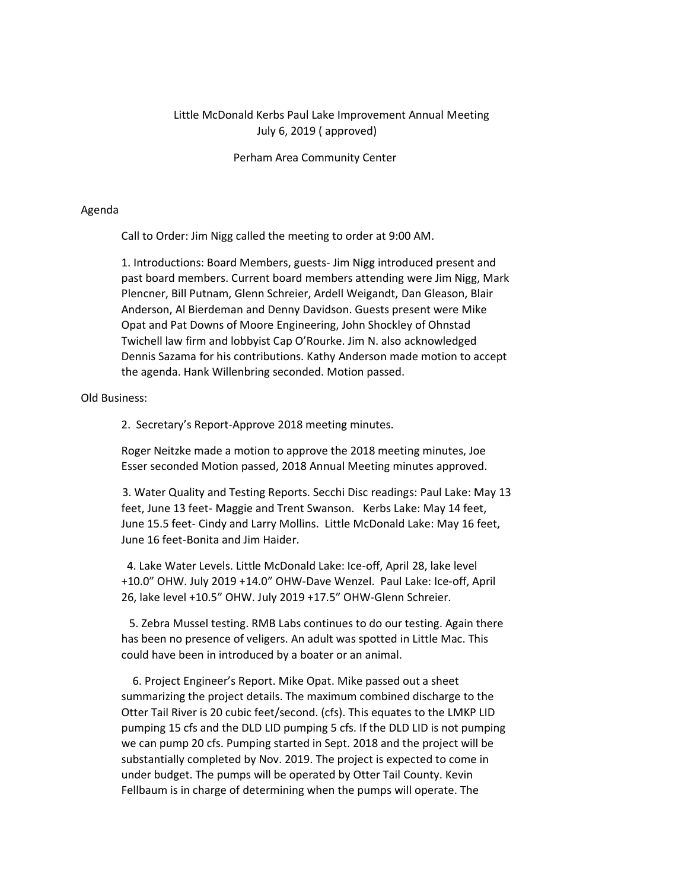Little McDonald Kerbs Paul Lake Improvement Annual Meeting
July 6, 2019 ( approved)

Perham Area Community Center

Agenda

Call to Order: Jim Nigg called the meeting to order at 9:00 AM.

1. Introductions: Board Members, guests- Jim Nigg introduced present and past board members. Current board members attending were Jim Nigg, Mark Plencner, Bill Putnam, Glenn Schreier, Ardell Weigandt, Dan Gleason, Blair Anderson, Al Bierdeman and Denny Davidson. Guests present were Mike Opat and Pat Downs of Moore Engineering, John Shockley of Ohnstad Twichell law firm and lobbyist Cap O'Rourke. Jim N. also acknowledged Dennis Sazama for his contributions. Kathy Anderson made motion to accept the agenda. Hank Willenbring seconded. Motion passed.

Old Business:

2. Secretary's Report-Approve 2018 meeting minutes.

Roger Neitzke made a motion to approve the 2018 meeting minutes, Joe Esser seconded Motion passed, 2018 Annual Meeting minutes approved.

3. Water Quality and Testing Reports. Secchi Disc readings: Paul Lake: May 13 feet, June 13 feet- Maggie and Trent Swanson. Kerbs Lake: May 14 feet, June 15.5 feet- Cindy and Larry Mollins. Little McDonald Lake: May 16 feet, June 16 feet-Bonita and Jim Haider.

4. Lake Water Levels. Little McDonald Lake: Ice-off, April 28, lake level +10.0" OHW. July 2019 +14.0" OHW-Dave Wenzel. Paul Lake: Ice-off, April 26, lake level +10.5" OHW. July 2019 +17.5" OHW-Glenn Schreier.

5. Zebra Mussel testing. RMB Labs continues to do our testing. Again there has been no presence of veligers. An adult was spotted in Little Mac. This could have been in introduced by a boater or an animal.

6. Project Engineer's Report. Mike Opat. Mike passed out a sheet summarizing the project details. The maximum combined discharge to the Otter Tail River is 20 cubic feet/second. (cfs). This equates to the LMKP LID pumping 15 cfs and the DLD LID pumping 5 cfs. If the DLD LID is not pumping we can pump 20 cfs. Pumping started in Sept. 2018 and the project will be substantially completed by Nov. 2019. The project is expected to come in under budget. The pumps will be operated by Otter Tail County. Kevin Fellbaum is in charge of determining when the pumps will operate. The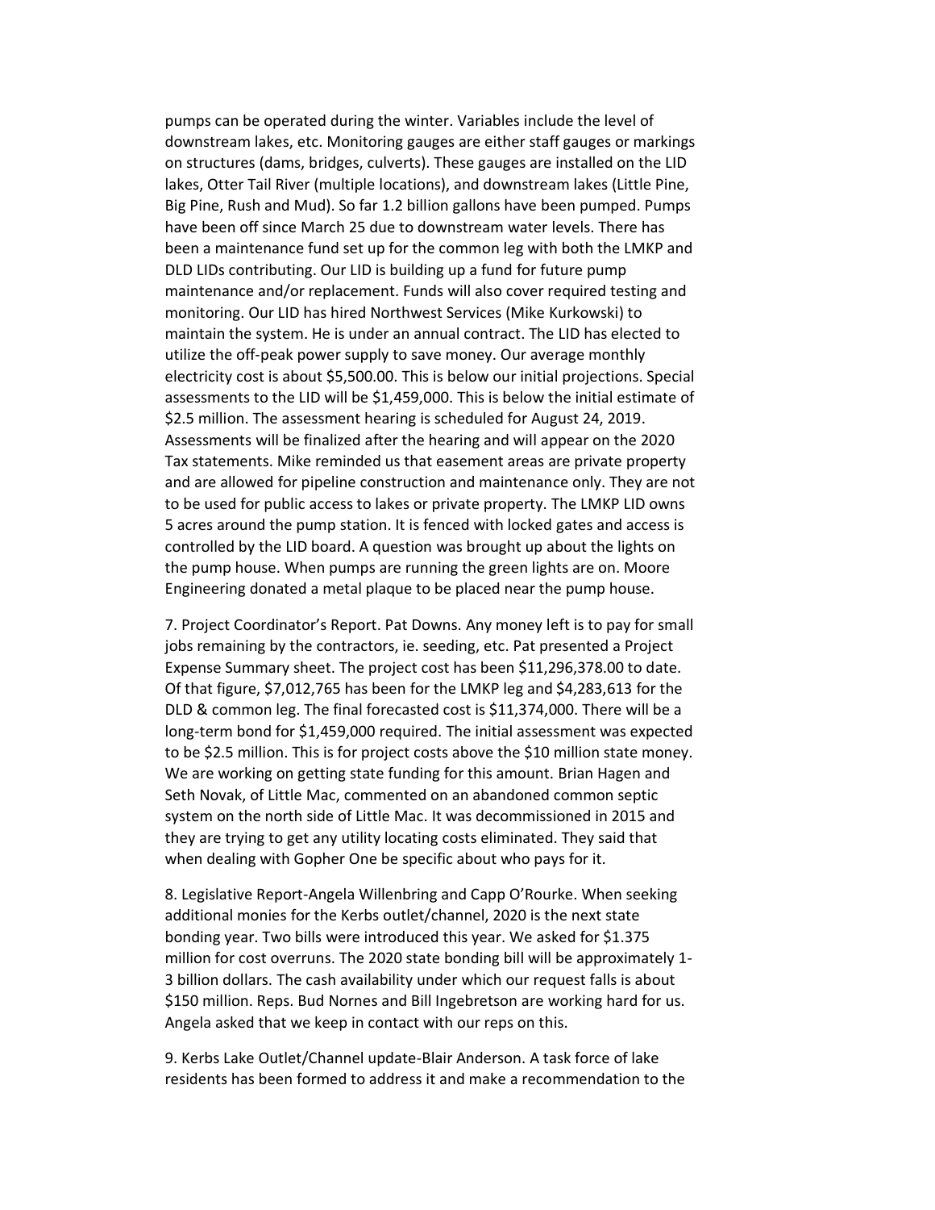pumps can be operated during the winter. Variables include the level of downstream lakes, etc. Monitoring gauges are either staff gauges or markings on structures (dams, bridges, culverts). These gauges are installed on the LID lakes, Otter Tail River (multiple locations), and downstream lakes (Little Pine, Big Pine, Rush and Mud). So far 1.2 billion gallons have been pumped. Pumps have been off since March 25 due to downstream water levels. There has been a maintenance fund set up for the common leg with both the LMKP and DLD LIDs contributing. Our LID is building up a fund for future pump maintenance and/or replacement. Funds will also cover required testing and monitoring. Our LID has hired Northwest Services (Mike Kurkowski) to maintain the system. He is under an annual contract. The LID has elected to utilize the off-peak power supply to save money. Our average monthly electricity cost is about $5,500.00. This is below our initial projections. Special assessments to the LID will be $1,459,000. This is below the initial estimate of $2.5 million. The assessment hearing is scheduled for August 24, 2019. Assessments will be finalized after the hearing and will appear on the 2020 Tax statements. Mike reminded us that easement areas are private property and are allowed for pipeline construction and maintenance only. They are not to be used for public access to lakes or private property. The LMKP LID owns 5 acres around the pump station. It is fenced with locked gates and access is controlled by the LID board. A question was brought up about the lights on the pump house. When pumps are running the green lights are on. Moore Engineering donated a metal plaque to be placed near the pump house.

7. Project Coordinator's Report. Pat Downs. Any money left is to pay for small jobs remaining by the contractors, ie. seeding, etc. Pat presented a Project Expense Summary sheet. The project cost has been $11,296,378.00 to date. Of that figure, $7,012,765 has been for the LMKP leg and $4,283,613 for the DLD & common leg. The final forecasted cost is $11,374,000. There will be a long-term bond for $1,459,000 required. The initial assessment was expected to be $2.5 million. This is for project costs above the $10 million state money. We are working on getting state funding for this amount. Brian Hagen and Seth Novak, of Little Mac, commented on an abandoned common septic system on the north side of Little Mac. It was decommissioned in 2015 and they are trying to get any utility locating costs eliminated. They said that when dealing with Gopher One be specific about who pays for it.

8. Legislative Report-Angela Willenbring and Capp O'Rourke. When seeking additional monies for the Kerbs outlet/channel, 2020 is the next state bonding year. Two bills were introduced this year. We asked for $1.375 million for cost overruns. The 2020 state bonding bill will be approximately 1-3 billion dollars. The cash availability under which our request falls is about $150 million. Reps. Bud Nornes and Bill Ingebretson are working hard for us. Angela asked that we keep in contact with our reps on this.

9. Kerbs Lake Outlet/Channel update-Blair Anderson. A task force of lake residents has been formed to address it and make a recommendation to the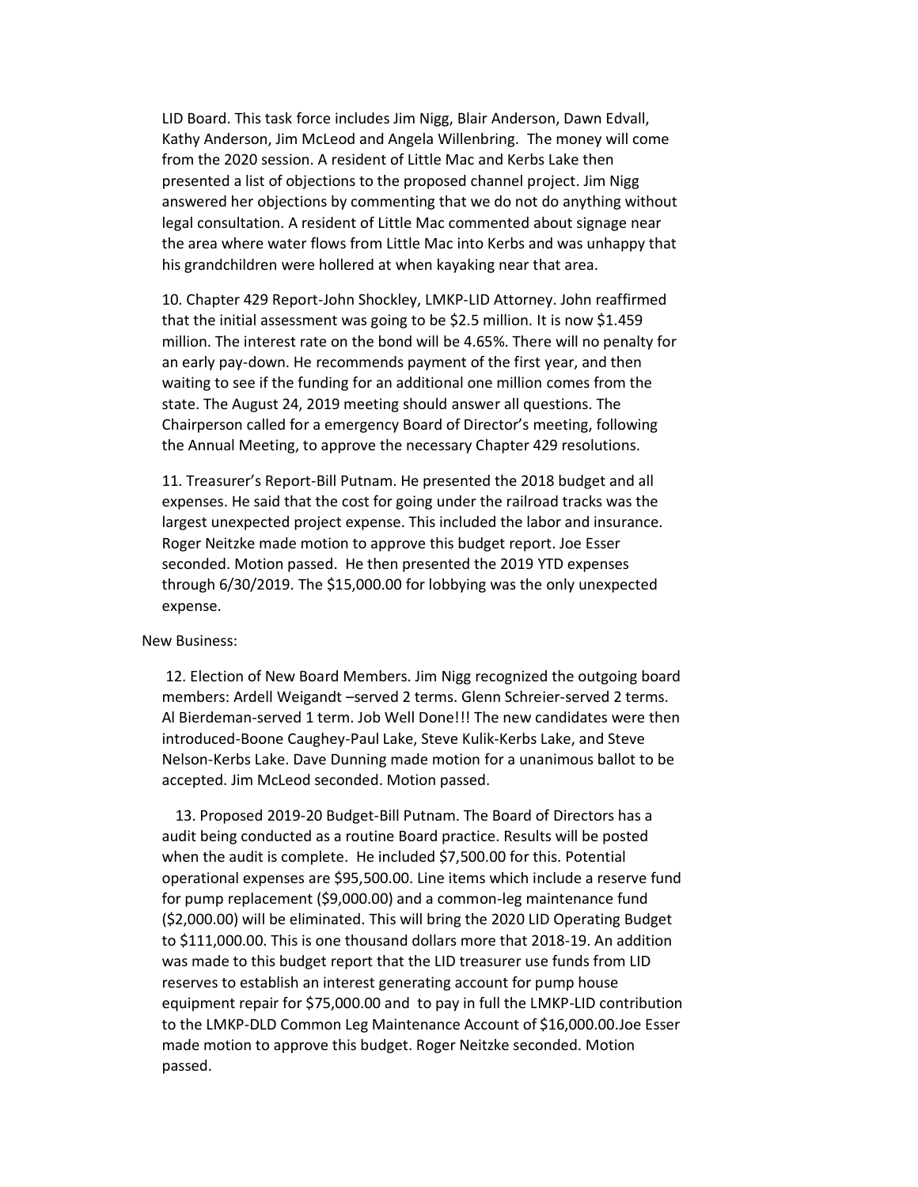LID Board. This task force includes Jim Nigg, Blair Anderson, Dawn Edvall, Kathy Anderson, Jim McLeod and Angela Willenbring. The money will come from the 2020 session. A resident of Little Mac and Kerbs Lake then presented a list of objections to the proposed channel project. Jim Nigg answered her objections by commenting that we do not do anything without legal consultation. A resident of Little Mac commented about signage near the area where water flows from Little Mac into Kerbs and was unhappy that his grandchildren were hollered at when kayaking near that area.

10. Chapter 429 Report-John Shockley, LMKP-LID Attorney. John reaffirmed that the initial assessment was going to be $2.5 million. It is now $1.459 million. The interest rate on the bond will be 4.65%. There will no penalty for an early pay-down. He recommends payment of the first year, and then waiting to see if the funding for an additional one million comes from the state. The August 24, 2019 meeting should answer all questions. The Chairperson called for a emergency Board of Director's meeting, following the Annual Meeting, to approve the necessary Chapter 429 resolutions.

11. Treasurer's Report-Bill Putnam. He presented the 2018 budget and all expenses. He said that the cost for going under the railroad tracks was the largest unexpected project expense. This included the labor and insurance. Roger Neitzke made motion to approve this budget report. Joe Esser seconded. Motion passed. He then presented the 2019 YTD expenses through 6/30/2019. The $15,000.00 for lobbying was the only unexpected expense.

New Business:

12. Election of New Board Members. Jim Nigg recognized the outgoing board members: Ardell Weigandt –served 2 terms. Glenn Schreier-served 2 terms. Al Bierdeman-served 1 term. Job Well Done!!! The new candidates were then introduced-Boone Caughey-Paul Lake, Steve Kulik-Kerbs Lake, and Steve Nelson-Kerbs Lake. Dave Dunning made motion for a unanimous ballot to be accepted. Jim McLeod seconded. Motion passed.

13. Proposed 2019-20 Budget-Bill Putnam. The Board of Directors has a audit being conducted as a routine Board practice. Results will be posted when the audit is complete. He included $7,500.00 for this. Potential operational expenses are $95,500.00. Line items which include a reserve fund for pump replacement ($9,000.00) and a common-leg maintenance fund ($2,000.00) will be eliminated. This will bring the 2020 LID Operating Budget to $111,000.00. This is one thousand dollars more that 2018-19. An addition was made to this budget report that the LID treasurer use funds from LID reserves to establish an interest generating account for pump house equipment repair for $75,000.00 and to pay in full the LMKP-LID contribution to the LMKP-DLD Common Leg Maintenance Account of $16,000.00.Joe Esser made motion to approve this budget. Roger Neitzke seconded. Motion passed.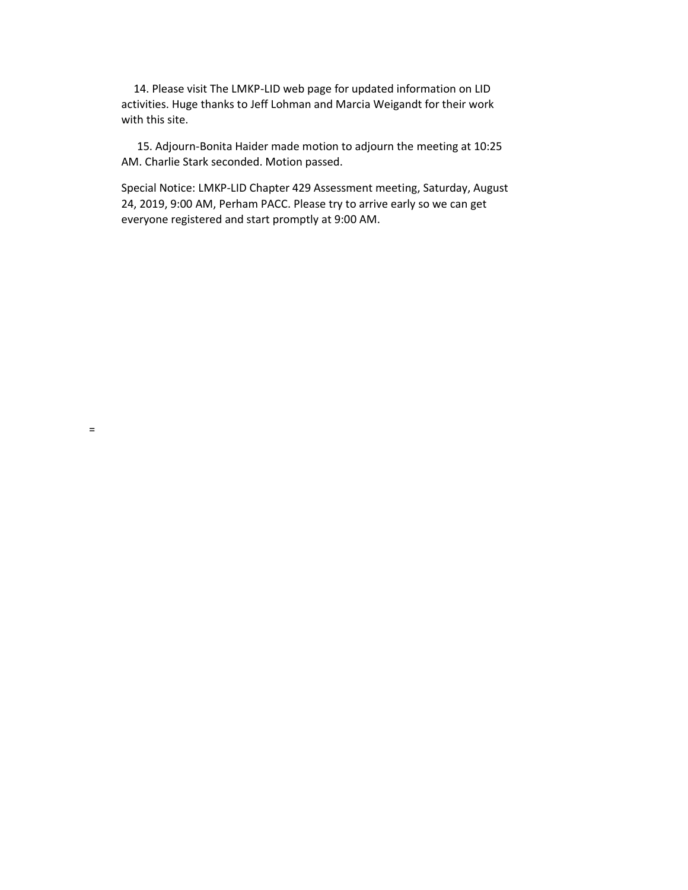14. Please visit The LMKP-LID web page for updated information on LID activities. Huge thanks to Jeff Lohman and Marcia Weigandt for their work with this site.

15. Adjourn-Bonita Haider made motion to adjourn the meeting at 10:25 AM. Charlie Stark seconded. Motion passed.

Special Notice: LMKP-LID Chapter 429 Assessment meeting, Saturday, August 24, 2019, 9:00 AM, Perham PACC. Please try to arrive early so we can get everyone registered and start promptly at 9:00 AM.

=